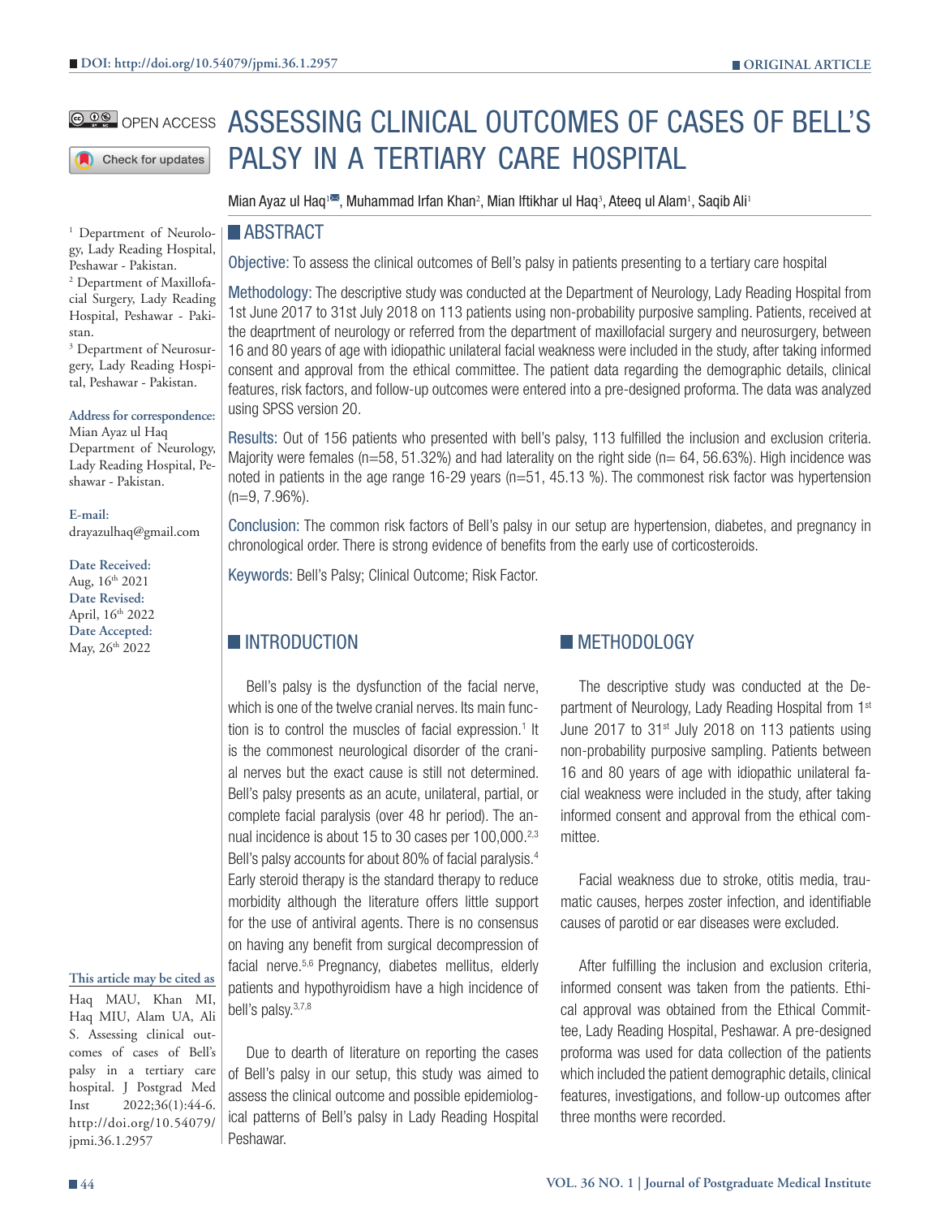DOI: http://doi.org/10.54079/jpmi.36.1.2957

ORIGINAL ARTICLE

OPEN ACCESS

# ASSESSING CLINICAL OUTCOMES OF CASES OF BELL'S PALSY IN A TERTIARY CARE HOSPITAL

Mian Ayaz ul Haq[1], Muhammad Irfan Khan[2], Mian Iftikhar ul Haq[3], Ateeq ul Alam[1], Saqib Ali[1]

[1] Department of Neurology, Lady Reading Hospital, Peshawar - Pakistan.
[2] Department of Maxillofacial Surgery, Lady Reading Hospital, Peshawar - Pakistan.
[3] Department of Neurosurgery, Lady Reading Hospital, Peshawar - Pakistan.

**Address for correspondence:**
Mian Ayaz ul Haq
Department of Neurology, Lady Reading Hospital, Peshawar - Pakistan.

**E-mail:**
drayazulhaq@gmail.com

**Date Received:**
Aug, 16th 2021
**Date Revised:**
April, 16th 2022
**Date Accepted:**
May, 26th 2022

**This article may be cited as**
Haq MAU, Khan MI, Haq MIU, Alam UA, Ali S. Assessing clinical outcomes of cases of Bell's palsy in a tertiary care hospital. J Postgrad Med Inst 2022;36(1):44-6. http://doi.org/10.54079/jpmi.36.1.2957

## ABSTRACT

**Objective:** To assess the clinical outcomes of Bell's palsy in patients presenting to a tertiary care hospital

**Methodology:** The descriptive study was conducted at the Department of Neurology, Lady Reading Hospital from 1st June 2017 to 31st July 2018 on 113 patients using non-probability purposive sampling. Patients, received at the deaprtment of neurology or referred from the department of maxillofacial surgery and neurosurgery, between 16 and 80 years of age with idiopathic unilateral facial weakness were included in the study, after taking informed consent and approval from the ethical committee. The patient data regarding the demographic details, clinical features, risk factors, and follow-up outcomes were entered into a pre-designed proforma. The data was analyzed using SPSS version 20.

**Results:** Out of 156 patients who presented with bell's palsy, 113 fulfilled the inclusion and exclusion criteria. Majority were females (n=58, 51.32%) and had laterality on the right side (n= 64, 56.63%). High incidence was noted in patients in the age range 16-29 years (n=51, 45.13 %). The commonest risk factor was hypertension (n=9, 7.96%).

**Conclusion:** The common risk factors of Bell's palsy in our setup are hypertension, diabetes, and pregnancy in chronological order. There is strong evidence of benefits from the early use of corticosteroids.

**Keywords:** Bell's Palsy; Clinical Outcome; Risk Factor.

## INTRODUCTION

Bell's palsy is the dysfunction of the facial nerve, which is one of the twelve cranial nerves. Its main function is to control the muscles of facial expression.[1] It is the commonest neurological disorder of the cranial nerves but the exact cause is still not determined. Bell's palsy presents as an acute, unilateral, partial, or complete facial paralysis (over 48 hr period). The annual incidence is about 15 to 30 cases per 100,000.[2,3] Bell's palsy accounts for about 80% of facial paralysis.[4] Early steroid therapy is the standard therapy to reduce morbidity although the literature offers little support for the use of antiviral agents. There is no consensus on having any benefit from surgical decompression of facial nerve.[5,6] Pregnancy, diabetes mellitus, elderly patients and hypothyroidism have a high incidence of bell's palsy.[3,7,8]

Due to dearth of literature on reporting the cases of Bell's palsy in our setup, this study was aimed to assess the clinical outcome and possible epidemiological patterns of Bell's palsy in Lady Reading Hospital Peshawar.

## METHODOLOGY

The descriptive study was conducted at the Department of Neurology, Lady Reading Hospital from 1st June 2017 to 31st July 2018 on 113 patients using non-probability purposive sampling. Patients between 16 and 80 years of age with idiopathic unilateral facial weakness were included in the study, after taking informed consent and approval from the ethical committee.

Facial weakness due to stroke, otitis media, traumatic causes, herpes zoster infection, and identifiable causes of parotid or ear diseases were excluded.

After fulfilling the inclusion and exclusion criteria, informed consent was taken from the patients. Ethical approval was obtained from the Ethical Committee, Lady Reading Hospital, Peshawar. A pre-designed proforma was used for data collection of the patients which included the patient demographic details, clinical features, investigations, and follow-up outcomes after three months were recorded.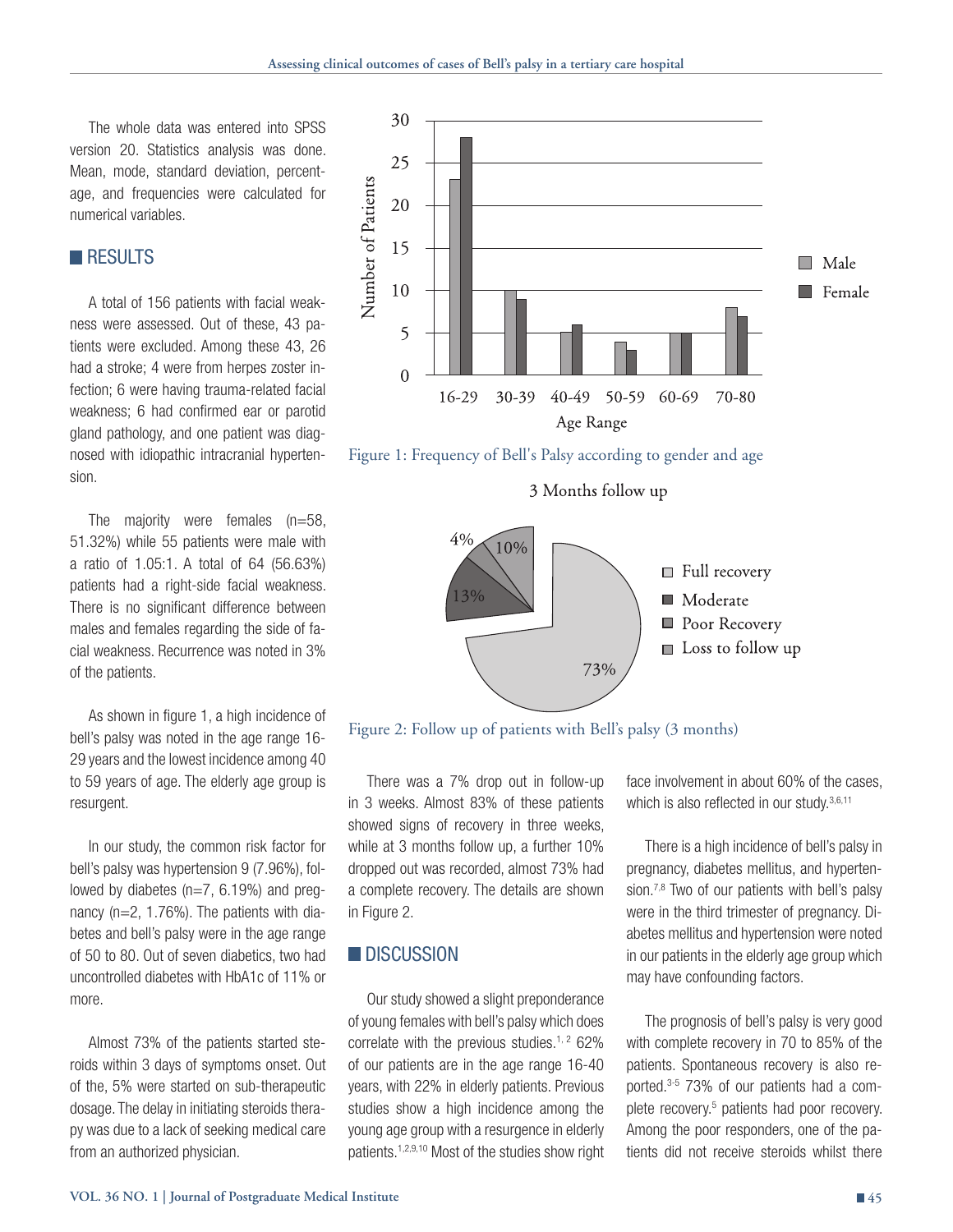The whole data was entered into SPSS version 20. Statistics analysis was done. Mean, mode, standard deviation, percentage, and frequencies were calculated for numerical variables.

## RESULTS

A total of 156 patients with facial weakness were assessed. Out of these, 43 patients were excluded. Among these 43, 26 had a stroke; 4 were from herpes zoster infection; 6 were having trauma-related facial weakness; 6 had confirmed ear or parotid gland pathology, and one patient was diagnosed with idiopathic intracranial hypertension.

The majority were females (n=58, 51.32%) while 55 patients were male with a ratio of 1.05:1. A total of 64 (56.63%) patients had a right-side facial weakness. There is no significant difference between males and females regarding the side of facial weakness. Recurrence was noted in 3% of the patients.

As shown in figure 1, a high incidence of bell's palsy was noted in the age range 16-29 years and the lowest incidence among 40 to 59 years of age. The elderly age group is resurgent.

In our study, the common risk factor for bell's palsy was hypertension 9 (7.96%), followed by diabetes (n=7, 6.19%) and pregnancy (n=2, 1.76%). The patients with diabetes and bell's palsy were in the age range of 50 to 80. Out of seven diabetics, two had uncontrolled diabetes with HbA1c of 11% or more.

Almost 73% of the patients started steroids within 3 days of symptoms onset. Out of the, 5% were started on sub-therapeutic dosage. The delay in initiating steroids therapy was due to a lack of seeking medical care from an authorized physician.

Figure 1: Frequency of Bell's Palsy according to gender and age

Figure 2: Follow up of patients with Bell's palsy (3 months)

There was a 7% drop out in follow-up in 3 weeks. Almost 83% of these patients showed signs of recovery in three weeks, while at 3 months follow up, a further 10% dropped out was recorded, almost 73% had a complete recovery. The details are shown in Figure 2.

## DISCUSSION

Our study showed a slight preponderance of young females with bell's palsy which does correlate with the previous studies.[1,2] 62% of our patients are in the age range 16-40 years, with 22% in elderly patients. Previous studies show a high incidence among the young age group with a resurgence in elderly patients.[1,2,9,10] Most of the studies show right face involvement in about 60% of the cases, which is also reflected in our study.[3,6,11]

There is a high incidence of bell's palsy in pregnancy, diabetes mellitus, and hypertension.[7,8] Two of our patients with bell's palsy were in the third trimester of pregnancy. Diabetes mellitus and hypertension were noted in our patients in the elderly age group which may have confounding factors.

The prognosis of bell's palsy is very good with complete recovery in 70 to 85% of the patients. Spontaneous recovery is also reported.[3-5] 73% of our patients had a complete recovery.[5] patients had poor recovery. Among the poor responders, one of the patients did not receive steroids whilst there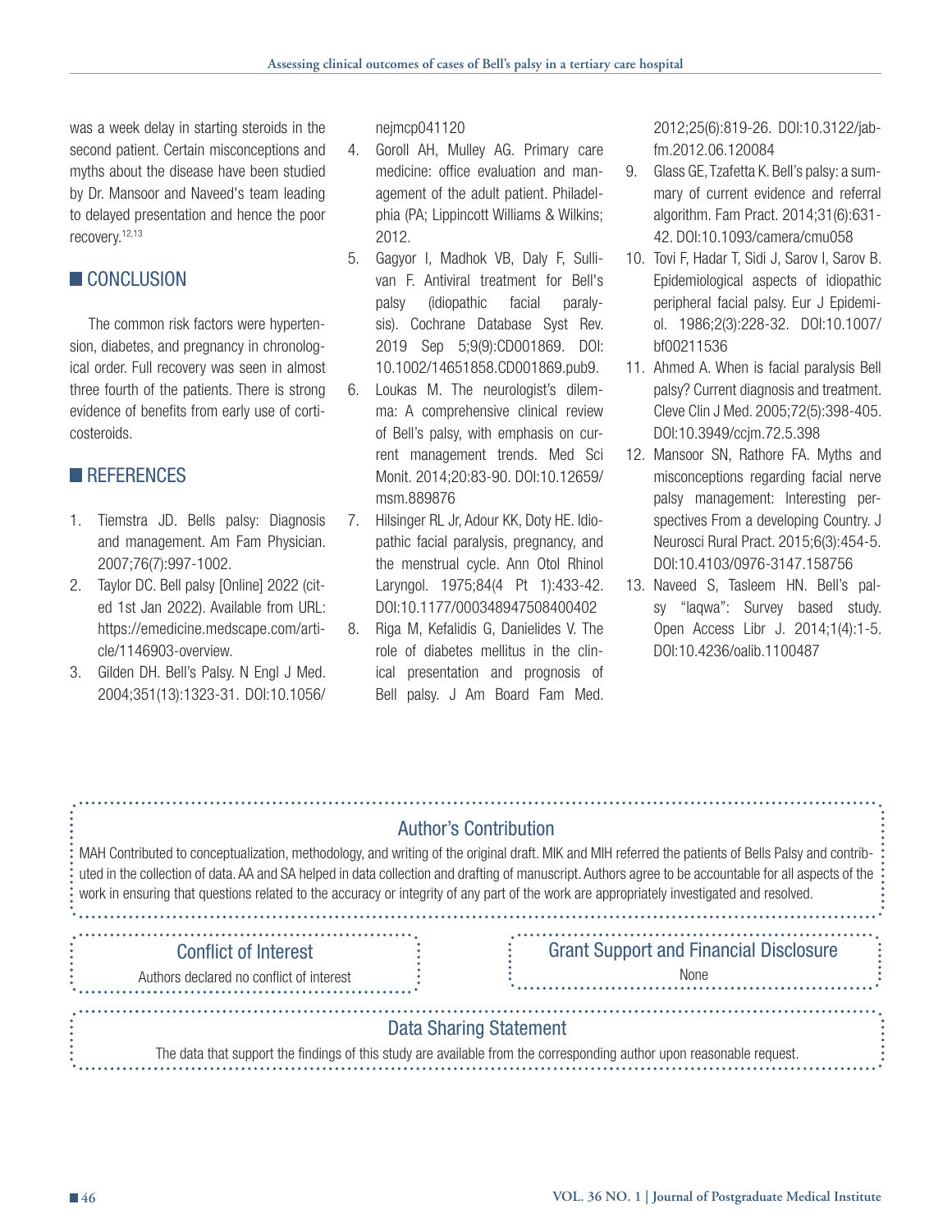was a week delay in starting steroids in the second patient. Certain misconceptions and myths about the disease have been studied by Dr. Mansoor and Naveed's team leading to delayed presentation and hence the poor recovery.[12,13]

## CONCLUSION

The common risk factors were hypertension, diabetes, and pregnancy in chronological order. Full recovery was seen in almost three fourth of the patients. There is strong evidence of benefits from early use of corticosteroids.

## REFERENCES

1. Tiemstra JD. Bells palsy: Diagnosis and management. Am Fam Physician. 2007;76(7):997-1002.
2. Taylor DC. Bell palsy [Online] 2022 (cited 1st Jan 2022). Available from URL: https://emedicine.medscape.com/article/1146903-overview.
3. Gilden DH. Bell's Palsy. N Engl J Med. 2004;351(13):1323-31. DOI:10.1056/nejmcp041120
4. Goroll AH, Mulley AG. Primary care medicine: office evaluation and management of the adult patient. Philadelphia (PA; Lippincott Williams & Wilkins; 2012.
5. Gagyor I, Madhok VB, Daly F, Sullivan F. Antiviral treatment for Bell's palsy (idiopathic facial paralysis). Cochrane Database Syst Rev. 2019 Sep 5;9(9):CD001869. DOI:10.1002/14651858.CD001869.pub9.
6. Loukas M. The neurologist's dilemma: A comprehensive clinical review of Bell's palsy, with emphasis on current management trends. Med Sci Monit. 2014;20:83-90. DOI:10.12659/msm.889876
7. Hilsinger RL Jr, Adour KK, Doty HE. Idiopathic facial paralysis, pregnancy, and the menstrual cycle. Ann Otol Rhinol Laryngol. 1975;84(4 Pt 1):433-42. DOI:10.1177/000348947508400402
8. Riga M, Kefalidis G, Danielides V. The role of diabetes mellitus in the clinical presentation and prognosis of Bell palsy. J Am Board Fam Med. 2012;25(6):819-26. DOI:10.3122/jabfm.2012.06.120084
9. Glass GE, Tzafetta K. Bell's palsy: a summary of current evidence and referral algorithm. Fam Pract. 2014;31(6):631-42. DOI:10.1093/camera/cmu058
10. Tovi F, Hadar T, Sidi J, Sarov I, Sarov B. Epidemiological aspects of idiopathic peripheral facial palsy. Eur J Epidemiol. 1986;2(3):228-32. DOI:10.1007/bf00211536
11. Ahmed A. When is facial paralysis Bell palsy? Current diagnosis and treatment. Cleve Clin J Med. 2005;72(5):398-405. DOI:10.3949/ccjm.72.5.398
12. Mansoor SN, Rathore FA. Myths and misconceptions regarding facial nerve palsy management: Interesting perspectives From a developing Country. J Neurosci Rural Pract. 2015;6(3):454-5. DOI:10.4103/0976-3147.158756
13. Naveed S, Tasleem HN. Bell's palsy "laqwa": Survey based study. Open Access Libr J. 2014;1(4):1-5. DOI:10.4236/oalib.1100487

### Author's Contribution

MAH Contributed to conceptualization, methodology, and writing of the original draft. MIK and MIH referred the patients of Bells Palsy and contributed in the collection of data. AA and SA helped in data collection and drafting of manuscript. Authors agree to be accountable for all aspects of the work in ensuring that questions related to the accuracy or integrity of any part of the work are appropriately investigated and resolved.

### Conflict of Interest

Authors declared no conflict of interest

### Grant Support and Financial Disclosure

None

### Data Sharing Statement

The data that support the findings of this study are available from the corresponding author upon reasonable request.